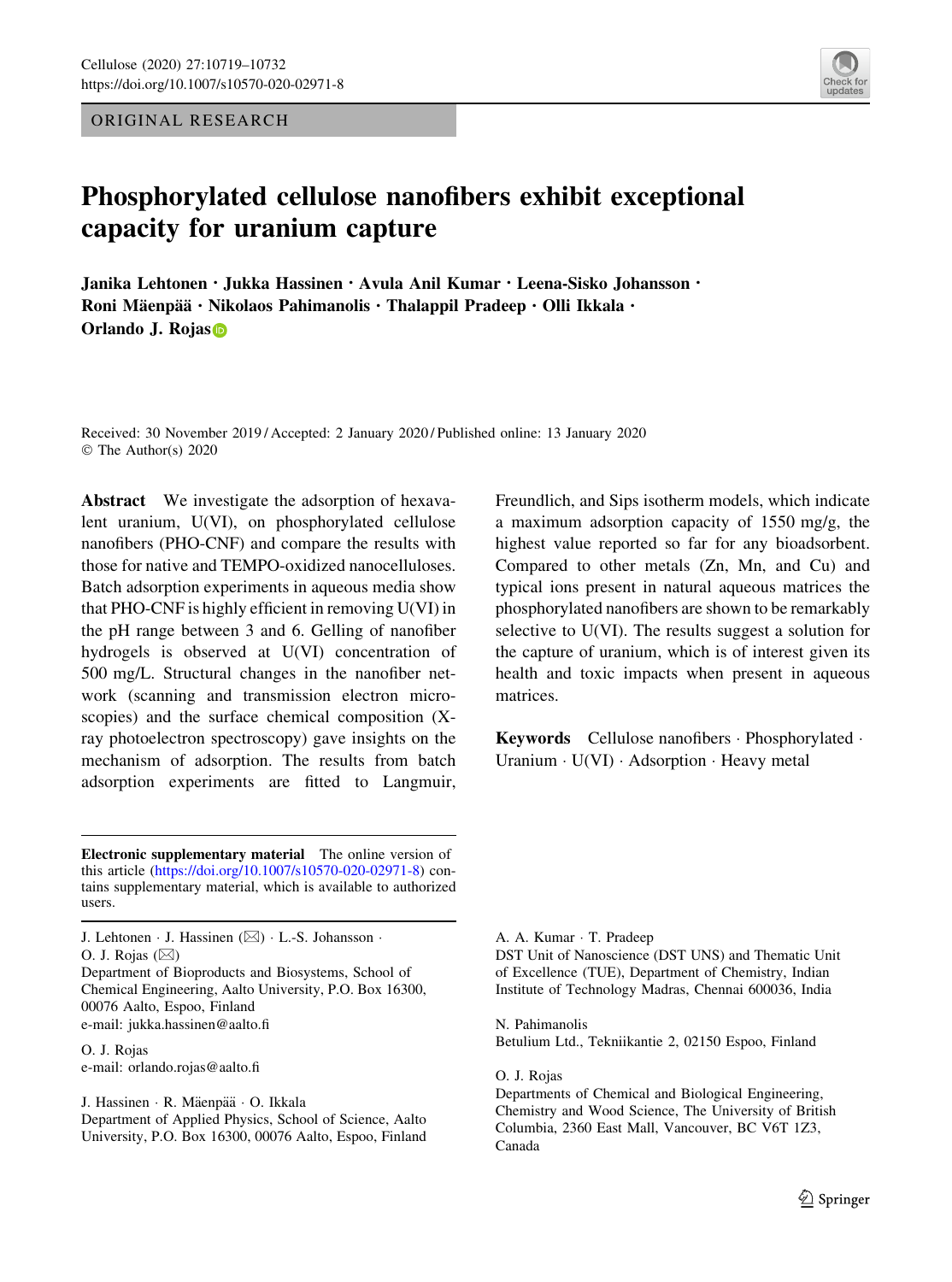ORIGINAL RESEARCH

# Phosphorylated cellulose nanofibers exhibit exceptional capacity for uranium capture

**Janika Lehtonen · Jukka Hassinen · Avula Anil Kumar · Leena-Sisko Johansson · Roni Mäenpää · Nikolaos Pahimanolis · Thalappil Pradeep · Olli Ikkala · Orlando J. Rojas**

Received: 30 November 2019 / Accepted: 2 January 2020 / Published online: 13 January 2020
© The Author(s) 2020

**Abstract** We investigate the adsorption of hexavalent uranium, U(VI), on phosphorylated cellulose nanofibers (PHO-CNF) and compare the results with those for native and TEMPO-oxidized nanocelluloses. Batch adsorption experiments in aqueous media show that PHO-CNF is highly efficient in removing U(VI) in the pH range between 3 and 6. Gelling of nanofiber hydrogels is observed at U(VI) concentration of 500 mg/L. Structural changes in the nanofiber network (scanning and transmission electron microscopies) and the surface chemical composition (X-ray photoelectron spectroscopy) gave insights on the mechanism of adsorption. The results from batch adsorption experiments are fitted to Langmuir, Freundlich, and Sips isotherm models, which indicate a maximum adsorption capacity of 1550 mg/g, the highest value reported so far for any bioadsorbent. Compared to other metals (Zn, Mn, and Cu) and typical ions present in natural aqueous matrices the phosphorylated nanofibers are shown to be remarkably selective to U(VI). The results suggest a solution for the capture of uranium, which is of interest given its health and toxic impacts when present in aqueous matrices.

**Keywords** Cellulose nanofibers · Phosphorylated · Uranium · U(VI) · Adsorption · Heavy metal

**Electronic supplementary material** The online version of this article (https://doi.org/10.1007/s10570-020-02971-8) contains supplementary material, which is available to authorized users.

J. Lehtonen · J. Hassinen (✉) · L.-S. Johansson · O. J. Rojas (✉)
Department of Bioproducts and Biosystems, School of Chemical Engineering, Aalto University, P.O. Box 16300, 00076 Aalto, Espoo, Finland
e-mail: jukka.hassinen@aalto.fi

O. J. Rojas
e-mail: orlando.rojas@aalto.fi

J. Hassinen · R. Mäenpää · O. Ikkala
Department of Applied Physics, School of Science, Aalto University, P.O. Box 16300, 00076 Aalto, Espoo, Finland

A. A. Kumar · T. Pradeep
DST Unit of Nanoscience (DST UNS) and Thematic Unit of Excellence (TUE), Department of Chemistry, Indian Institute of Technology Madras, Chennai 600036, India

N. Pahimanolis
Betulium Ltd., Tekniikantie 2, 02150 Espoo, Finland

O. J. Rojas
Departments of Chemical and Biological Engineering, Chemistry and Wood Science, The University of British Columbia, 2360 East Mall, Vancouver, BC V6T 1Z3, Canada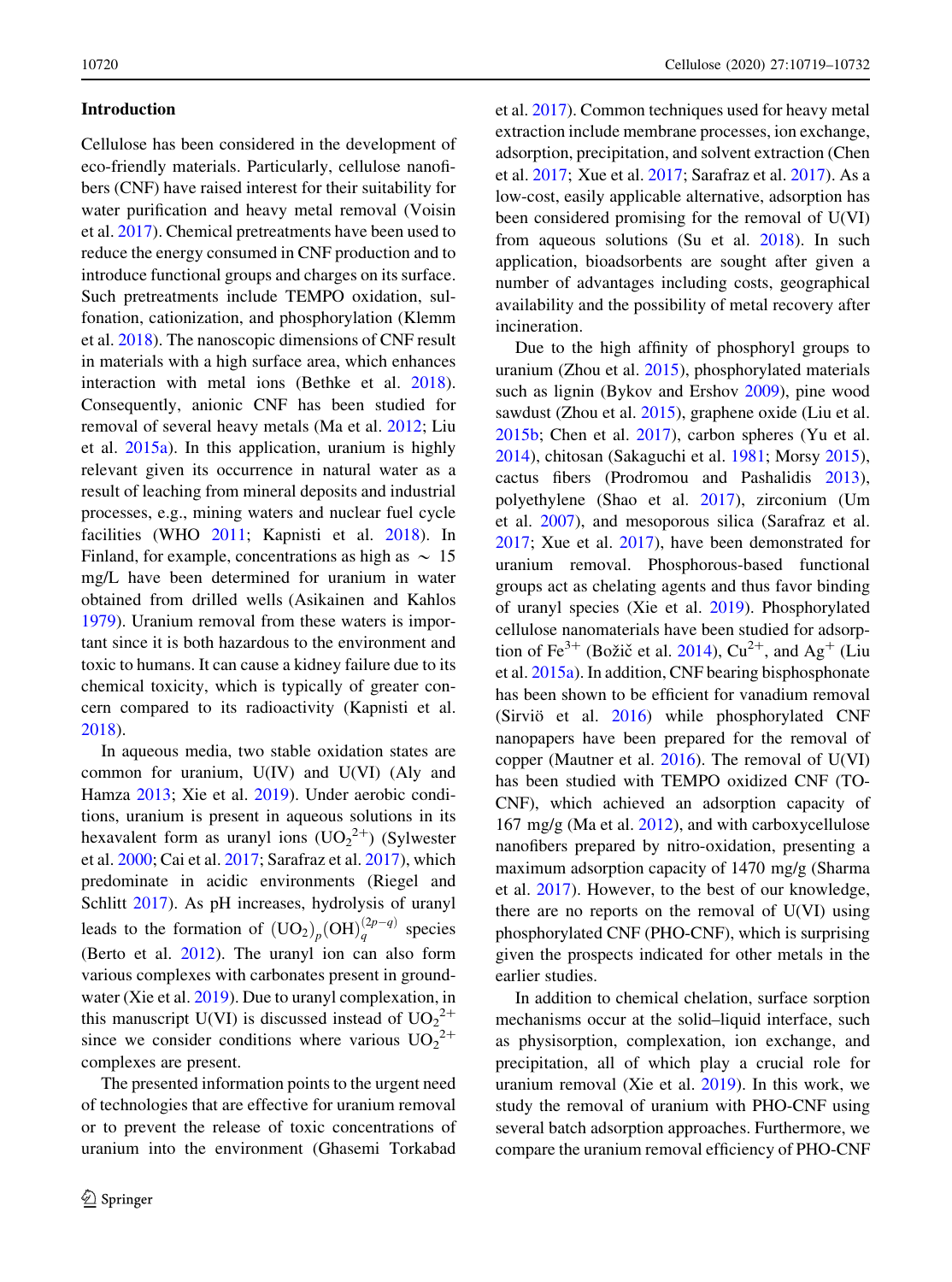## Introduction

Cellulose has been considered in the development of eco-friendly materials. Particularly, cellulose nanofibers (CNF) have raised interest for their suitability for water purification and heavy metal removal (Voisin et al. 2017). Chemical pretreatments have been used to reduce the energy consumed in CNF production and to introduce functional groups and charges on its surface. Such pretreatments include TEMPO oxidation, sulfonation, cationization, and phosphorylation (Klemm et al. 2018). The nanoscopic dimensions of CNF result in materials with a high surface area, which enhances interaction with metal ions (Bethke et al. 2018). Consequently, anionic CNF has been studied for removal of several heavy metals (Ma et al. 2012; Liu et al. 2015a). In this application, uranium is highly relevant given its occurrence in natural water as a result of leaching from mineral deposits and industrial processes, e.g., mining waters and nuclear fuel cycle facilities (WHO 2011; Kapnisti et al. 2018). In Finland, for example, concentrations as high as ~ 15 mg/L have been determined for uranium in water obtained from drilled wells (Asikainen and Kahlos 1979). Uranium removal from these waters is important since it is both hazardous to the environment and toxic to humans. It can cause a kidney failure due to its chemical toxicity, which is typically of greater concern compared to its radioactivity (Kapnisti et al. 2018).

In aqueous media, two stable oxidation states are common for uranium, U(IV) and U(VI) (Aly and Hamza 2013; Xie et al. 2019). Under aerobic conditions, uranium is present in aqueous solutions in its hexavalent form as uranyl ions ($UO_2^{2+}$) (Sylwester et al. 2000; Cai et al. 2017; Sarafraz et al. 2017), which predominate in acidic environments (Riegel and Schlitt 2017). As pH increases, hydrolysis of uranyl leads to the formation of $(UO_2)_p(OH)_q^{(2p-q)}$ species (Berto et al. 2012). The uranyl ion can also form various complexes with carbonates present in groundwater (Xie et al. 2019). Due to uranyl complexation, in this manuscript U(VI) is discussed instead of $UO_2^{2+}$ since we consider conditions where various $UO_2^{2+}$ complexes are present.

The presented information points to the urgent need of technologies that are effective for uranium removal or to prevent the release of toxic concentrations of uranium into the environment (Ghasemi Torkabad et al. 2017). Common techniques used for heavy metal extraction include membrane processes, ion exchange, adsorption, precipitation, and solvent extraction (Chen et al. 2017; Xue et al. 2017; Sarafraz et al. 2017). As a low-cost, easily applicable alternative, adsorption has been considered promising for the removal of U(VI) from aqueous solutions (Su et al. 2018). In such application, bioadsorbents are sought after given a number of advantages including costs, geographical availability and the possibility of metal recovery after incineration.

Due to the high affinity of phosphoryl groups to uranium (Zhou et al. 2015), phosphorylated materials such as lignin (Bykov and Ershov 2009), pine wood sawdust (Zhou et al. 2015), graphene oxide (Liu et al. 2015b; Chen et al. 2017), carbon spheres (Yu et al. 2014), chitosan (Sakaguchi et al. 1981; Morsy 2015), cactus fibers (Prodromou and Pashalidis 2013), polyethylene (Shao et al. 2017), zirconium (Um et al. 2007), and mesoporous silica (Sarafraz et al. 2017; Xue et al. 2017), have been demonstrated for uranium removal. Phosphorous-based functional groups act as chelating agents and thus favor binding of uranyl species (Xie et al. 2019). Phosphorylated cellulose nanomaterials have been studied for adsorption of $Fe^{3+}$ (Božič et al. 2014), $Cu^{2+}$, and $Ag^{+}$ (Liu et al. 2015a). In addition, CNF bearing bisphosphonate has been shown to be efficient for vanadium removal (Sirviö et al. 2016) while phosphorylated CNF nanopapers have been prepared for the removal of copper (Mautner et al. 2016). The removal of U(VI) has been studied with TEMPO oxidized CNF (TO-CNF), which achieved an adsorption capacity of 167 mg/g (Ma et al. 2012), and with carboxycellulose nanofibers prepared by nitro-oxidation, presenting a maximum adsorption capacity of 1470 mg/g (Sharma et al. 2017). However, to the best of our knowledge, there are no reports on the removal of U(VI) using phosphorylated CNF (PHO-CNF), which is surprising given the prospects indicated for other metals in the earlier studies.

In addition to chemical chelation, surface sorption mechanisms occur at the solid–liquid interface, such as physisorption, complexation, ion exchange, and precipitation, all of which play a crucial role for uranium removal (Xie et al. 2019). In this work, we study the removal of uranium with PHO-CNF using several batch adsorption approaches. Furthermore, we compare the uranium removal efficiency of PHO-CNF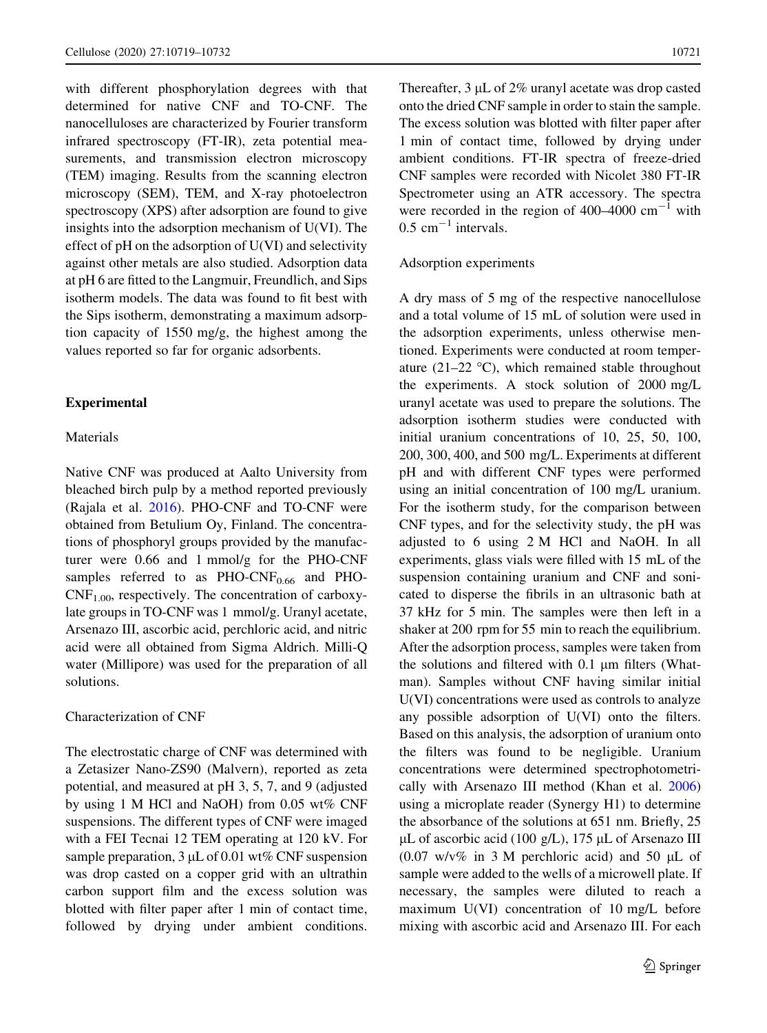with different phosphorylation degrees with that determined for native CNF and TO-CNF. The nanocelluloses are characterized by Fourier transform infrared spectroscopy (FT-IR), zeta potential measurements, and transmission electron microscopy (TEM) imaging. Results from the scanning electron microscopy (SEM), TEM, and X-ray photoelectron spectroscopy (XPS) after adsorption are found to give insights into the adsorption mechanism of U(VI). The effect of pH on the adsorption of U(VI) and selectivity against other metals are also studied. Adsorption data at pH 6 are fitted to the Langmuir, Freundlich, and Sips isotherm models. The data was found to fit best with the Sips isotherm, demonstrating a maximum adsorption capacity of 1550 mg/g, the highest among the values reported so far for organic adsorbents.

## Experimental

### Materials

Native CNF was produced at Aalto University from bleached birch pulp by a method reported previously (Rajala et al. 2016). PHO-CNF and TO-CNF were obtained from Betulium Oy, Finland. The concentrations of phosphoryl groups provided by the manufacturer were 0.66 and 1 mmol/g for the PHO-CNF samples referred to as PHO-$CNF_{0.66}$ and PHO-$CNF_{1.00}$, respectively. The concentration of carboxylate groups in TO-CNF was 1 mmol/g. Uranyl acetate, Arsenazo III, ascorbic acid, perchloric acid, and nitric acid were all obtained from Sigma Aldrich. Milli-Q water (Millipore) was used for the preparation of all solutions.

### Characterization of CNF

The electrostatic charge of CNF was determined with a Zetasizer Nano-ZS90 (Malvern), reported as zeta potential, and measured at pH 3, 5, 7, and 9 (adjusted by using 1 M HCl and NaOH) from 0.05 wt% CNF suspensions. The different types of CNF were imaged with a FEI Tecnai 12 TEM operating at 120 kV. For sample preparation, 3 μL of 0.01 wt% CNF suspension was drop casted on a copper grid with an ultrathin carbon support film and the excess solution was blotted with filter paper after 1 min of contact time, followed by drying under ambient conditions. Thereafter, 3 μL of 2% uranyl acetate was drop casted onto the dried CNF sample in order to stain the sample. The excess solution was blotted with filter paper after 1 min of contact time, followed by drying under ambient conditions. FT-IR spectra of freeze-dried CNF samples were recorded with Nicolet 380 FT-IR Spectrometer using an ATR accessory. The spectra were recorded in the region of 400–4000 $cm^{-1}$ with 0.5 $cm^{-1}$ intervals.

### Adsorption experiments

A dry mass of 5 mg of the respective nanocellulose and a total volume of 15 mL of solution were used in the adsorption experiments, unless otherwise mentioned. Experiments were conducted at room temperature (21–22 °C), which remained stable throughout the experiments. A stock solution of 2000 mg/L uranyl acetate was used to prepare the solutions. The adsorption isotherm studies were conducted with initial uranium concentrations of 10, 25, 50, 100, 200, 300, 400, and 500 mg/L. Experiments at different pH and with different CNF types were performed using an initial concentration of 100 mg/L uranium. For the isotherm study, for the comparison between CNF types, and for the selectivity study, the pH was adjusted to 6 using 2 M HCl and NaOH. In all experiments, glass vials were filled with 15 mL of the suspension containing uranium and CNF and sonicated to disperse the fibrils in an ultrasonic bath at 37 kHz for 5 min. The samples were then left in a shaker at 200 rpm for 55 min to reach the equilibrium. After the adsorption process, samples were taken from the solutions and filtered with 0.1 μm filters (Whatman). Samples without CNF having similar initial U(VI) concentrations were used as controls to analyze any possible adsorption of U(VI) onto the filters. Based on this analysis, the adsorption of uranium onto the filters was found to be negligible. Uranium concentrations were determined spectrophotometrically with Arsenazo III method (Khan et al. 2006) using a microplate reader (Synergy H1) to determine the absorbance of the solutions at 651 nm. Briefly, 25 μL of ascorbic acid (100 g/L), 175 μL of Arsenazo III (0.07 w/v% in 3 M perchloric acid) and 50 μL of sample were added to the wells of a microwell plate. If necessary, the samples were diluted to reach a maximum U(VI) concentration of 10 mg/L before mixing with ascorbic acid and Arsenazo III. For each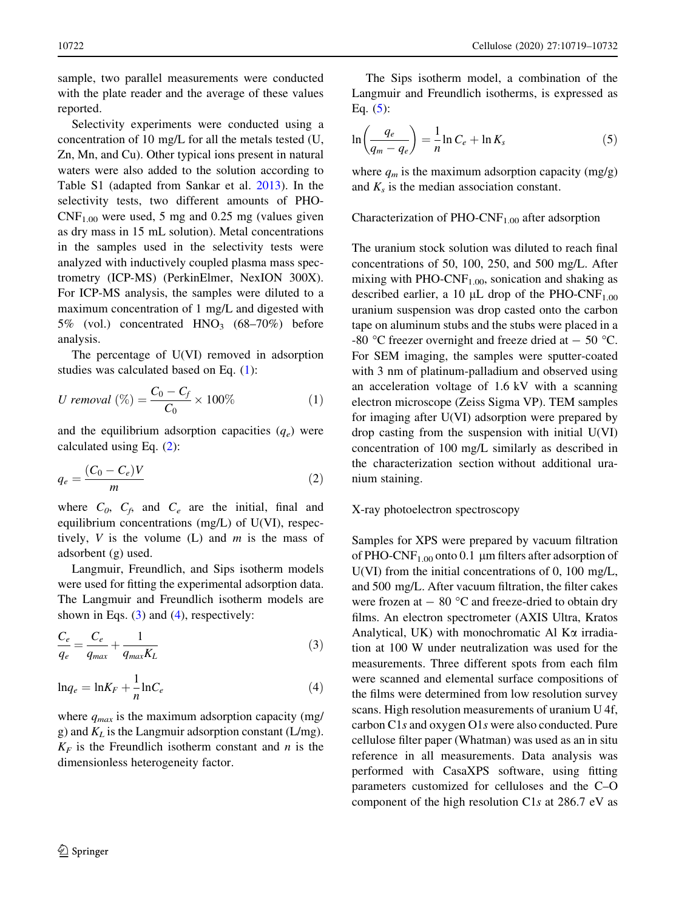sample, two parallel measurements were conducted with the plate reader and the average of these values reported.

Selectivity experiments were conducted using a concentration of 10 mg/L for all the metals tested (U, Zn, Mn, and Cu). Other typical ions present in natural waters were also added to the solution according to Table S1 (adapted from Sankar et al. 2013). In the selectivity tests, two different amounts of PHO-$CNF_{1.00}$ were used, 5 mg and 0.25 mg (values given as dry mass in 15 mL solution). Metal concentrations in the samples used in the selectivity tests were analyzed with inductively coupled plasma mass spectrometry (ICP-MS) (PerkinElmer, NexION 300X). For ICP-MS analysis, the samples were diluted to a maximum concentration of 1 mg/L and digested with 5% (vol.) concentrated $HNO_3$ (68–70%) before analysis.

The percentage of U(VI) removed in adsorption studies was calculated based on Eq. (1):

$$U\ removal\ (\%) = \frac{C_0 - C_f}{C_0} \times 100\% \quad (1)$$

and the equilibrium adsorption capacities ($q_e$) were calculated using Eq. (2):

$$q_e = \frac{(C_0 - C_e)V}{m} \quad (2)$$

where $C_0$, $C_f$, and $C_e$ are the initial, final and equilibrium concentrations (mg/L) of U(VI), respectively, $V$ is the volume (L) and $m$ is the mass of adsorbent (g) used.

Langmuir, Freundlich, and Sips isotherm models were used for fitting the experimental adsorption data. The Langmuir and Freundlich isotherm models are shown in Eqs. (3) and (4), respectively:

$$\frac{C_e}{q_e} = \frac{C_e}{q_{max}} + \frac{1}{q_{max}K_L} \quad (3)$$

$$\ln q_e = \ln K_F + \frac{1}{n}\ln C_e \quad (4)$$

where $q_{max}$ is the maximum adsorption capacity (mg/g) and $K_L$ is the Langmuir adsorption constant (L/mg). $K_F$ is the Freundlich isotherm constant and $n$ is the dimensionless heterogeneity factor.

The Sips isotherm model, a combination of the Langmuir and Freundlich isotherms, is expressed as Eq. (5):

$$\ln\left(\frac{q_e}{q_m - q_e}\right) = \frac{1}{n}\ln C_e + \ln K_s \quad (5)$$

where $q_m$ is the maximum adsorption capacity (mg/g) and $K_s$ is the median association constant.

## Characterization of PHO-$CNF_{1.00}$ after adsorption

The uranium stock solution was diluted to reach final concentrations of 50, 100, 250, and 500 mg/L. After mixing with PHO-$CNF_{1.00}$, sonication and shaking as described earlier, a 10 μL drop of the PHO-$CNF_{1.00}$ uranium suspension was drop casted onto the carbon tape on aluminum stubs and the stubs were placed in a -80 °C freezer overnight and freeze dried at − 50 °C. For SEM imaging, the samples were sputter-coated with 3 nm of platinum-palladium and observed using an acceleration voltage of 1.6 kV with a scanning electron microscope (Zeiss Sigma VP). TEM samples for imaging after U(VI) adsorption were prepared by drop casting from the suspension with initial U(VI) concentration of 100 mg/L similarly as described in the characterization section without additional uranium staining.

## X-ray photoelectron spectroscopy

Samples for XPS were prepared by vacuum filtration of PHO-$CNF_{1.00}$ onto 0.1 μm filters after adsorption of U(VI) from the initial concentrations of 0, 100 mg/L, and 500 mg/L. After vacuum filtration, the filter cakes were frozen at − 80 °C and freeze-dried to obtain dry films. An electron spectrometer (AXIS Ultra, Kratos Analytical, UK) with monochromatic Al Kα irradiation at 100 W under neutralization was used for the measurements. Three different spots from each film were scanned and elemental surface compositions of the films were determined from low resolution survey scans. High resolution measurements of uranium U 4f, carbon C1*s* and oxygen O1*s* were also conducted. Pure cellulose filter paper (Whatman) was used as an in situ reference in all measurements. Data analysis was performed with CasaXPS software, using fitting parameters customized for celluloses and the C–O component of the high resolution C1*s* at 286.7 eV as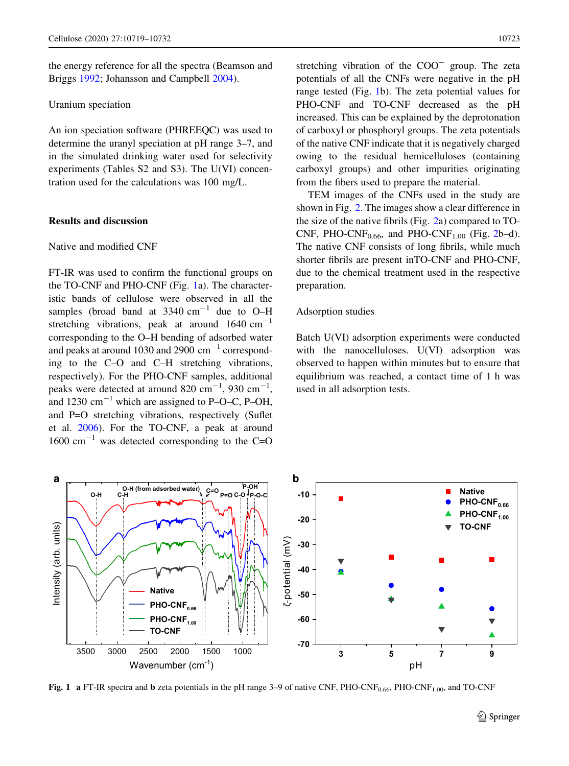the energy reference for all the spectra (Beamson and Briggs 1992; Johansson and Campbell 2004).

### Uranium speciation

An ion speciation software (PHREEQC) was used to determine the uranyl speciation at pH range 3–7, and in the simulated drinking water used for selectivity experiments (Tables S2 and S3). The U(VI) concentration used for the calculations was 100 mg/L.

## Results and discussion

### Native and modified CNF

FT-IR was used to confirm the functional groups on the TO-CNF and PHO-CNF (Fig. 1a). The characteristic bands of cellulose were observed in all the samples (broad band at 3340 $cm^{-1}$ due to O–H stretching vibrations, peak at around 1640 $cm^{-1}$ corresponding to the O–H bending of adsorbed water and peaks at around 1030 and 2900 $cm^{-1}$ corresponding to the C–O and C–H stretching vibrations, respectively). For the PHO-CNF samples, additional peaks were detected at around 820 $cm^{-1}$, 930 $cm^{-1}$, and 1230 $cm^{-1}$ which are assigned to P–O–C, P–OH, and P=O stretching vibrations, respectively (Suflet et al. 2006). For the TO-CNF, a peak at around 1600 $cm^{-1}$ was detected corresponding to the C=O stretching vibration of the $COO^{-}$ group. The zeta potentials of all the CNFs were negative in the pH range tested (Fig. 1b). The zeta potential values for PHO-CNF and TO-CNF decreased as the pH increased. This can be explained by the deprotonation of carboxyl or phosphoryl groups. The zeta potentials of the native CNF indicate that it is negatively charged owing to the residual hemicelluloses (containing carboxyl groups) and other impurities originating from the fibers used to prepare the material.

TEM images of the CNFs used in the study are shown in Fig. 2. The images show a clear difference in the size of the native fibrils (Fig. 2a) compared to TO-CNF, PHO-$CNF_{0.66}$, and PHO-$CNF_{1.00}$ (Fig. 2b–d). The native CNF consists of long fibrils, while much shorter fibrils are present inTO-CNF and PHO-CNF, due to the chemical treatment used in the respective preparation.

### Adsorption studies

Batch U(VI) adsorption experiments were conducted with the nanocelluloses. U(VI) adsorption was observed to happen within minutes but to ensure that equilibrium was reached, a contact time of 1 h was used in all adsorption tests.

**Fig. 1** **a** FT-IR spectra and **b** zeta potentials in the pH range 3–9 of native CNF, PHO-$CNF_{0.66}$, PHO-$CNF_{1.00}$, and TO-CNF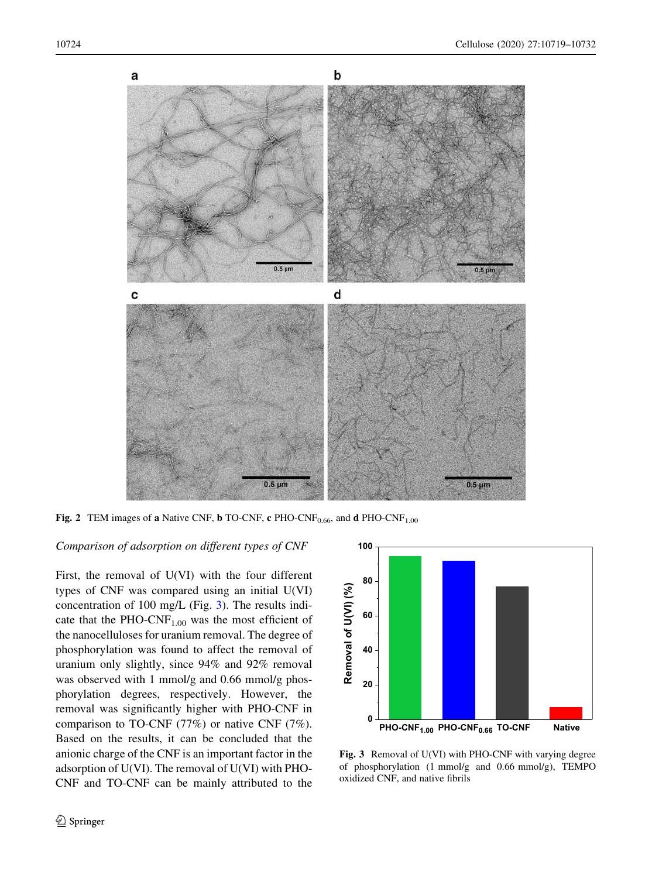Fig. 2 TEM images of **a** Native CNF, **b** TO-CNF, **c** PHO-$CNF_{0.66}$, and **d** PHO-$CNF_{1.00}$

*Comparison of adsorption on different types of CNF*

First, the removal of U(VI) with the four different types of CNF was compared using an initial U(VI) concentration of 100 mg/L (Fig. 3). The results indicate that the PHO-$CNF_{1.00}$ was the most efficient of the nanocelluloses for uranium removal. The degree of phosphorylation was found to affect the removal of uranium only slightly, since 94% and 92% removal was observed with 1 mmol/g and 0.66 mmol/g phosphorylation degrees, respectively. However, the removal was significantly higher with PHO-CNF in comparison to TO-CNF (77%) or native CNF (7%). Based on the results, it can be concluded that the anionic charge of the CNF is an important factor in the adsorption of U(VI). The removal of U(VI) with PHO-CNF and TO-CNF can be mainly attributed to the

**Fig. 3** Removal of U(VI) with PHO-CNF with varying degree of phosphorylation (1 mmol/g and 0.66 mmol/g), TEMPO oxidized CNF, and native fibrils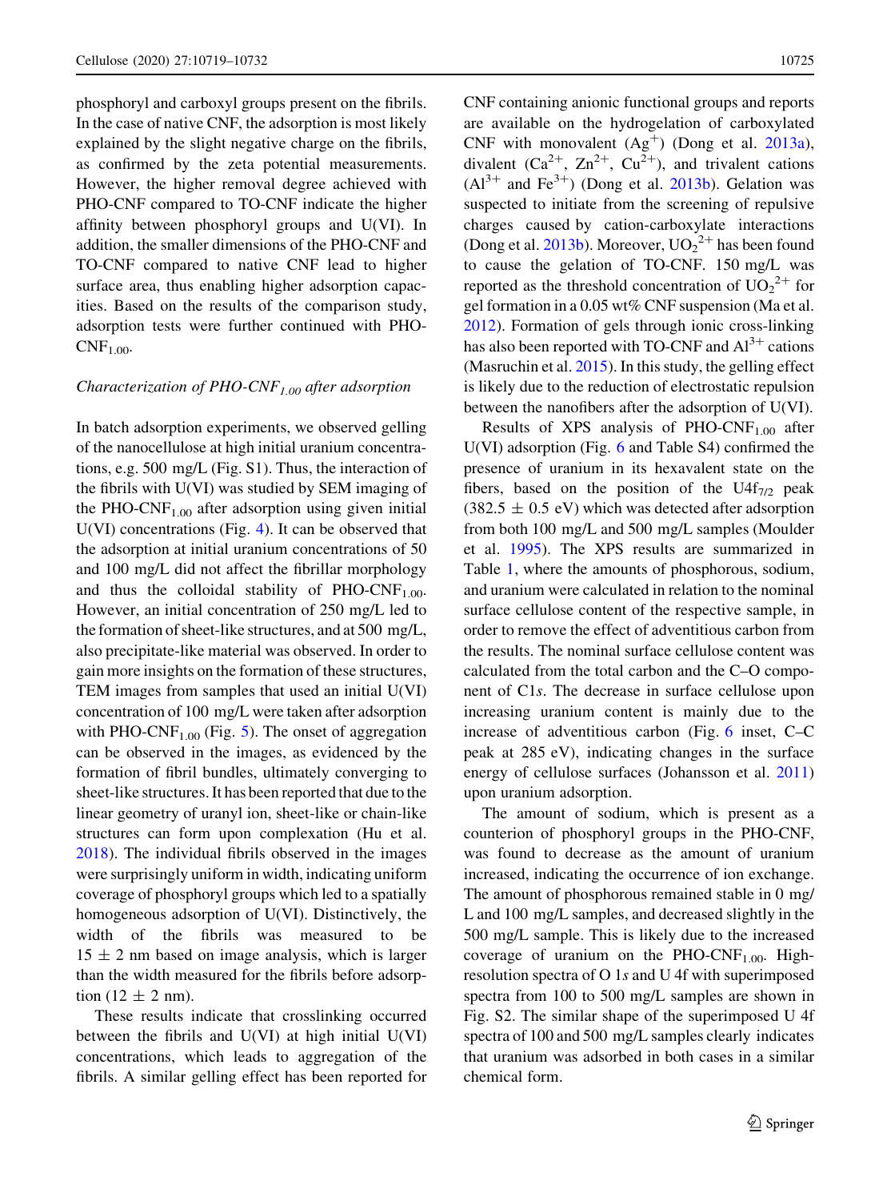phosphoryl and carboxyl groups present on the fibrils. In the case of native CNF, the adsorption is most likely explained by the slight negative charge on the fibrils, as confirmed by the zeta potential measurements. However, the higher removal degree achieved with PHO-CNF compared to TO-CNF indicate the higher affinity between phosphoryl groups and U(VI). In addition, the smaller dimensions of the PHO-CNF and TO-CNF compared to native CNF lead to higher surface area, thus enabling higher adsorption capacities. Based on the results of the comparison study, adsorption tests were further continued with PHO-$CNF_{1.00}$.

*Characterization of PHO-$CNF_{1.00}$ after adsorption*

In batch adsorption experiments, we observed gelling of the nanocellulose at high initial uranium concentrations, e.g. 500 mg/L (Fig. S1). Thus, the interaction of the fibrils with U(VI) was studied by SEM imaging of the PHO-$CNF_{1.00}$ after adsorption using given initial U(VI) concentrations (Fig. 4). It can be observed that the adsorption at initial uranium concentrations of 50 and 100 mg/L did not affect the fibrillar morphology and thus the colloidal stability of PHO-$CNF_{1.00}$. However, an initial concentration of 250 mg/L led to the formation of sheet-like structures, and at 500 mg/L, also precipitate-like material was observed. In order to gain more insights on the formation of these structures, TEM images from samples that used an initial U(VI) concentration of 100 mg/L were taken after adsorption with PHO-$CNF_{1.00}$ (Fig. 5). The onset of aggregation can be observed in the images, as evidenced by the formation of fibril bundles, ultimately converging to sheet-like structures. It has been reported that due to the linear geometry of uranyl ion, sheet-like or chain-like structures can form upon complexation (Hu et al. 2018). The individual fibrils observed in the images were surprisingly uniform in width, indicating uniform coverage of phosphoryl groups which led to a spatially homogeneous adsorption of U(VI). Distinctively, the width of the fibrils was measured to be $15 \pm 2$ nm based on image analysis, which is larger than the width measured for the fibrils before adsorption ($12 \pm 2$ nm).

These results indicate that crosslinking occurred between the fibrils and U(VI) at high initial U(VI) concentrations, which leads to aggregation of the fibrils. A similar gelling effect has been reported for CNF containing anionic functional groups and reports are available on the hydrogelation of carboxylated CNF with monovalent ($Ag^{+}$) (Dong et al. 2013a), divalent ($Ca^{2+}$, $Zn^{2+}$, $Cu^{2+}$), and trivalent cations ($Al^{3+}$ and $Fe^{3+}$) (Dong et al. 2013b). Gelation was suspected to initiate from the screening of repulsive charges caused by cation-carboxylate interactions (Dong et al. 2013b). Moreover, $UO_2^{2+}$ has been found to cause the gelation of TO-CNF. 150 mg/L was reported as the threshold concentration of $UO_2^{2+}$ for gel formation in a 0.05 wt% CNF suspension (Ma et al. 2012). Formation of gels through ionic cross-linking has also been reported with TO-CNF and $Al^{3+}$ cations (Masruchin et al. 2015). In this study, the gelling effect is likely due to the reduction of electrostatic repulsion between the nanofibers after the adsorption of U(VI).

Results of XPS analysis of PHO-$CNF_{1.00}$ after U(VI) adsorption (Fig. 6 and Table S4) confirmed the presence of uranium in its hexavalent state on the fibers, based on the position of the $U4f_{7/2}$ peak ($382.5 \pm 0.5$ eV) which was detected after adsorption from both 100 mg/L and 500 mg/L samples (Moulder et al. 1995). The XPS results are summarized in Table 1, where the amounts of phosphorous, sodium, and uranium were calculated in relation to the nominal surface cellulose content of the respective sample, in order to remove the effect of adventitious carbon from the results. The nominal surface cellulose content was calculated from the total carbon and the C–O component of C1*s*. The decrease in surface cellulose upon increasing uranium content is mainly due to the increase of adventitious carbon (Fig. 6 inset, C–C peak at 285 eV), indicating changes in the surface energy of cellulose surfaces (Johansson et al. 2011) upon uranium adsorption.

The amount of sodium, which is present as a counterion of phosphoryl groups in the PHO-CNF, was found to decrease as the amount of uranium increased, indicating the occurrence of ion exchange. The amount of phosphorous remained stable in 0 mg/L and 100 mg/L samples, and decreased slightly in the 500 mg/L sample. This is likely due to the increased coverage of uranium on the PHO-$CNF_{1.00}$. High-resolution spectra of O 1*s* and U 4f with superimposed spectra from 100 to 500 mg/L samples are shown in Fig. S2. The similar shape of the superimposed U 4f spectra of 100 and 500 mg/L samples clearly indicates that uranium was adsorbed in both cases in a similar chemical form.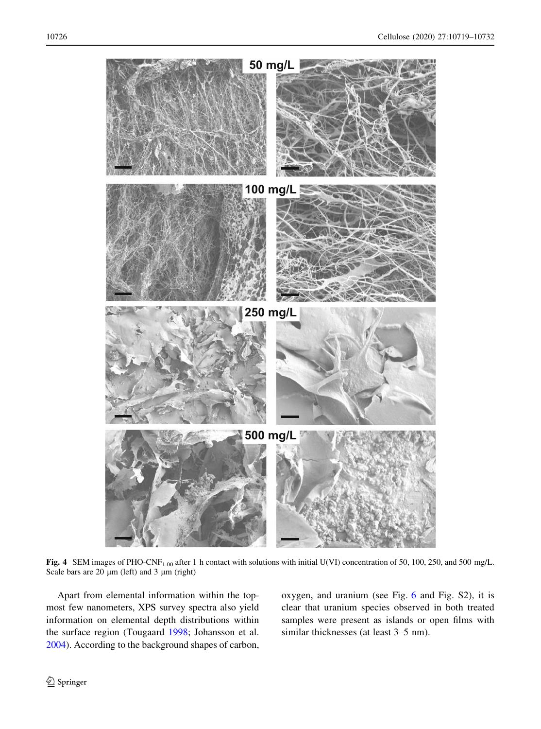Fig. 4 SEM images of PHO-CNF$_{1.00}$ after 1 h contact with solutions with initial U(VI) concentration of 50, 100, 250, and 500 mg/L. Scale bars are 20 μm (left) and 3 μm (right)

Apart from elemental information within the topmost few nanometers, XPS survey spectra also yield information on elemental depth distributions within the surface region (Tougaard 1998; Johansson et al. 2004). According to the background shapes of carbon, oxygen, and uranium (see Fig. 6 and Fig. S2), it is clear that uranium species observed in both treated samples were present as islands or open films with similar thicknesses (at least 3–5 nm).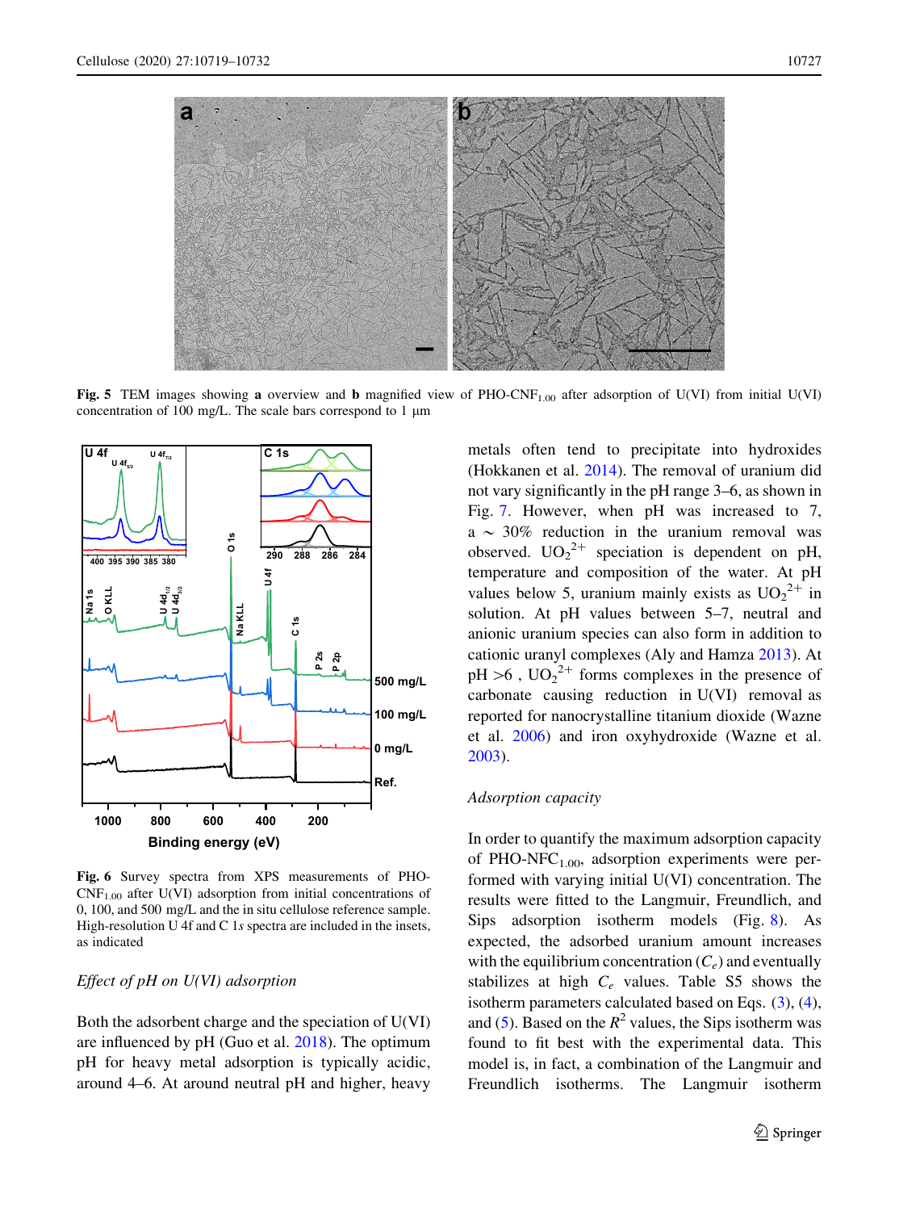**Fig. 5** TEM images showing **a** overview and **b** magnified view of PHO-CNF$_{1.00}$ after adsorption of U(VI) from initial U(VI) concentration of 100 mg/L. The scale bars correspond to 1 µm

**Fig. 6** Survey spectra from XPS measurements of PHO-CNF$_{1.00}$ after U(VI) adsorption from initial concentrations of 0, 100, and 500 mg/L and the in situ cellulose reference sample. High-resolution U 4f and C 1*s* spectra are included in the insets, as indicated

### *Effect of pH on U(VI) adsorption*

Both the adsorbent charge and the speciation of U(VI) are influenced by pH (Guo et al. 2018). The optimum pH for heavy metal adsorption is typically acidic, around 4–6. At around neutral pH and higher, heavy metals often tend to precipitate into hydroxides (Hokkanen et al. 2014). The removal of uranium did not vary significantly in the pH range 3–6, as shown in Fig. 7. However, when pH was increased to 7, a ~ 30% reduction in the uranium removal was observed. $UO_2^{2+}$ speciation is dependent on pH, temperature and composition of the water. At pH values below 5, uranium mainly exists as $UO_2^{2+}$ in solution. At pH values between 5–7, neutral and anionic uranium species can also form in addition to cationic uranyl complexes (Aly and Hamza 2013). At pH >6 , $UO_2^{2+}$ forms complexes in the presence of carbonate causing reduction in U(VI) removal as reported for nanocrystalline titanium dioxide (Wazne et al. 2006) and iron oxyhydroxide (Wazne et al. 2003).

### *Adsorption capacity*

In order to quantify the maximum adsorption capacity of PHO-NFC$_{1.00}$, adsorption experiments were performed with varying initial U(VI) concentration. The results were fitted to the Langmuir, Freundlich, and Sips adsorption isotherm models (Fig. 8). As expected, the adsorbed uranium amount increases with the equilibrium concentration ($C_e$) and eventually stabilizes at high $C_e$ values. Table S5 shows the isotherm parameters calculated based on Eqs. (3), (4), and (5). Based on the $R^2$ values, the Sips isotherm was found to fit best with the experimental data. This model is, in fact, a combination of the Langmuir and Freundlich isotherms. The Langmuir isotherm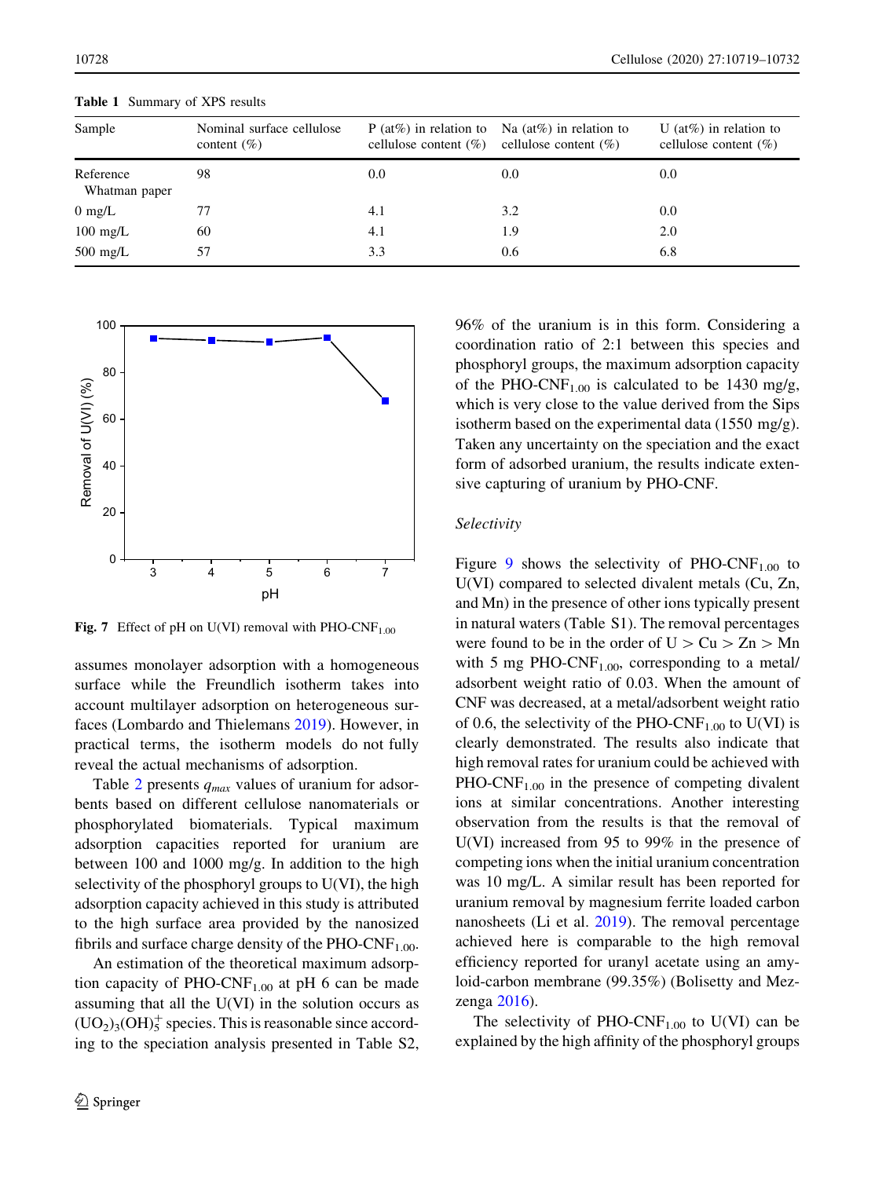**Table 1** Summary of XPS results

| Sample | Nominal surface cellulose content (%) | P (at%) in relation to cellulose content (%) | Na (at%) in relation to cellulose content (%) | U (at%) in relation to cellulose content (%) |
|---|---|---|---|---|
| Reference Whatman paper | 98 | 0.0 | 0.0 | 0.0 |
| 0 mg/L | 77 | 4.1 | 3.2 | 0.0 |
| 100 mg/L | 60 | 4.1 | 1.9 | 2.0 |
| 500 mg/L | 57 | 3.3 | 0.6 | 6.8 |

**Fig. 7** Effect of pH on U(VI) removal with PHO-$CNF_{1.00}$

assumes monolayer adsorption with a homogeneous surface while the Freundlich isotherm takes into account multilayer adsorption on heterogeneous surfaces (Lombardo and Thielemans 2019). However, in practical terms, the isotherm models do not fully reveal the actual mechanisms of adsorption.

Table 2 presents $q_{max}$ values of uranium for adsorbents based on different cellulose nanomaterials or phosphorylated biomaterials. Typical maximum adsorption capacities reported for uranium are between 100 and 1000 mg/g. In addition to the high selectivity of the phosphoryl groups to U(VI), the high adsorption capacity achieved in this study is attributed to the high surface area provided by the nanosized fibrils and surface charge density of the PHO-$CNF_{1.00}$.

An estimation of the theoretical maximum adsorption capacity of PHO-$CNF_{1.00}$ at pH 6 can be made assuming that all the U(VI) in the solution occurs as $(UO_2)_3(OH)_5^+$ species. This is reasonable since according to the speciation analysis presented in Table S2, 96% of the uranium is in this form. Considering a coordination ratio of 2:1 between this species and phosphoryl groups, the maximum adsorption capacity of the PHO-$CNF_{1.00}$ is calculated to be 1430 mg/g, which is very close to the value derived from the Sips isotherm based on the experimental data (1550 mg/g). Taken any uncertainty on the speciation and the exact form of adsorbed uranium, the results indicate extensive capturing of uranium by PHO-CNF.

### *Selectivity*

Figure 9 shows the selectivity of PHO-$CNF_{1.00}$ to U(VI) compared to selected divalent metals (Cu, Zn, and Mn) in the presence of other ions typically present in natural waters (Table S1). The removal percentages were found to be in the order of U > Cu > Zn > Mn with 5 mg PHO-$CNF_{1.00}$, corresponding to a metal/adsorbent weight ratio of 0.03. When the amount of CNF was decreased, at a metal/adsorbent weight ratio of 0.6, the selectivity of the PHO-$CNF_{1.00}$ to U(VI) is clearly demonstrated. The results also indicate that high removal rates for uranium could be achieved with PHO-$CNF_{1.00}$ in the presence of competing divalent ions at similar concentrations. Another interesting observation from the results is that the removal of U(VI) increased from 95 to 99% in the presence of competing ions when the initial uranium concentration was 10 mg/L. A similar result has been reported for uranium removal by magnesium ferrite loaded carbon nanosheets (Li et al. 2019). The removal percentage achieved here is comparable to the high removal efficiency reported for uranyl acetate using an amyloid-carbon membrane (99.35%) (Bolisetty and Mezzenga 2016).

The selectivity of PHO-$CNF_{1.00}$ to U(VI) can be explained by the high affinity of the phosphoryl groups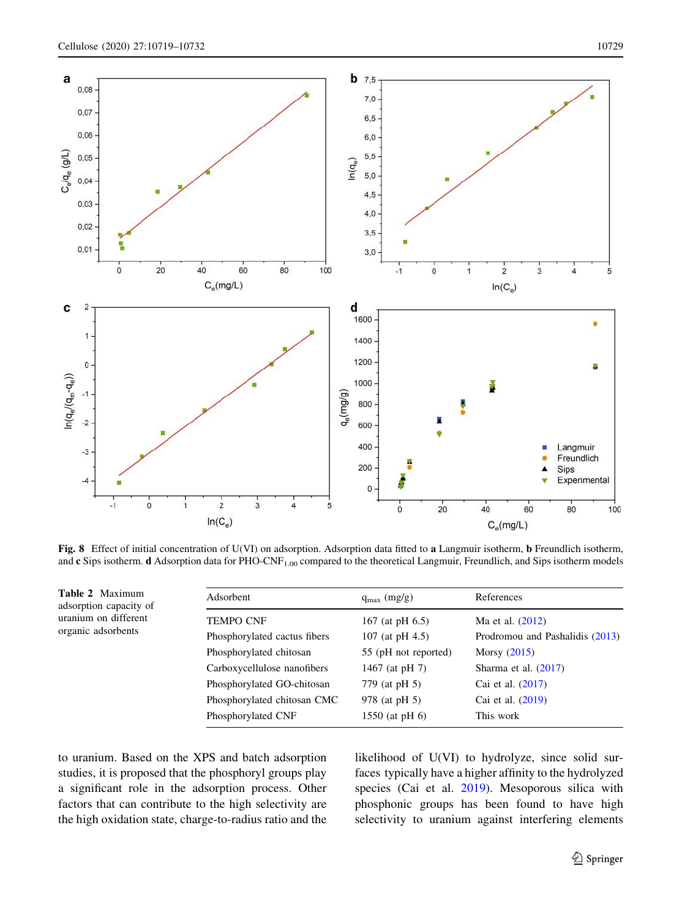**Fig. 8** Effect of initial concentration of U(VI) on adsorption. Adsorption data fitted to **a** Langmuir isotherm, **b** Freundlich isotherm, and **c** Sips isotherm. **d** Adsorption data for PHO-$CNF_{1.00}$ compared to the theoretical Langmuir, Freundlich, and Sips isotherm models

**Table 2** Maximum adsorption capacity of uranium on different organic adsorbents

| Adsorbent | $q_{max}$ (mg/g) | References |
|---|---|---|
| TEMPO CNF | 167 (at pH 6.5) | Ma et al. (2012) |
| Phosphorylated cactus fibers | 107 (at pH 4.5) | Prodromou and Pashalidis (2013) |
| Phosphorylated chitosan | 55 (pH not reported) | Morsy (2015) |
| Carboxycellulose nanofibers | 1467 (at pH 7) | Sharma et al. (2017) |
| Phosphorylated GO-chitosan | 779 (at pH 5) | Cai et al. (2017) |
| Phosphorylated chitosan CMC | 978 (at pH 5) | Cai et al. (2019) |
| Phosphorylated CNF | 1550 (at pH 6) | This work |

to uranium. Based on the XPS and batch adsorption studies, it is proposed that the phosphoryl groups play a significant role in the adsorption process. Other factors that can contribute to the high selectivity are the high oxidation state, charge-to-radius ratio and the likelihood of U(VI) to hydrolyze, since solid surfaces typically have a higher affinity to the hydrolyzed species (Cai et al. 2019). Mesoporous silica with phosphonic groups has been found to have high selectivity to uranium against interfering elements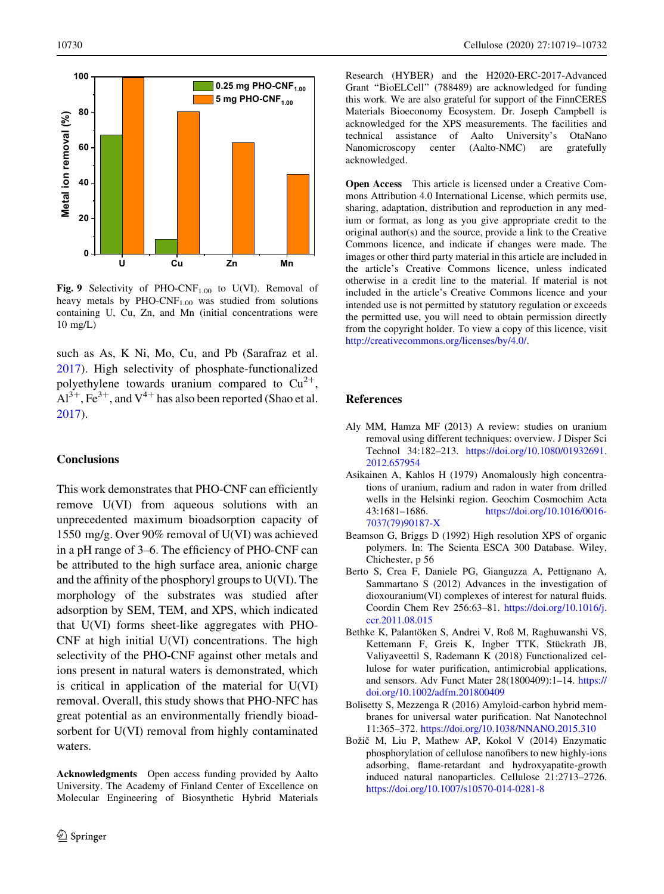100
80
60
40
20
0
Metal ion removal (%)
U
Cu
Zn
Mn
0.25 mg PHO-CNF$_{1.00}$
5 mg PHO-CNF$_{1.00}$

**Fig. 9** Selectivity of PHO-CNF$_{1.00}$ to U(VI). Removal of heavy metals by PHO-CNF$_{1.00}$ was studied from solutions containing U, Cu, Zn, and Mn (initial concentrations were 10 mg/L)

such as As, K Ni, Mo, Cu, and Pb (Sarafraz et al. 2017). High selectivity of phosphate-functionalized polyethylene towards uranium compared to $Cu^{2+}$, $Al^{3+}$, $Fe^{3+}$, and $V^{4+}$ has also been reported (Shao et al. 2017).

## Conclusions

This work demonstrates that PHO-CNF can efficiently remove U(VI) from aqueous solutions with an unprecedented maximum bioadsorption capacity of 1550 mg/g. Over 90% removal of U(VI) was achieved in a pH range of 3–6. The efficiency of PHO-CNF can be attributed to the high surface area, anionic charge and the affinity of the phosphoryl groups to U(VI). The morphology of the substrates was studied after adsorption by SEM, TEM, and XPS, which indicated that U(VI) forms sheet-like aggregates with PHO-CNF at high initial U(VI) concentrations. The high selectivity of the PHO-CNF against other metals and ions present in natural waters is demonstrated, which is critical in application of the material for U(VI) removal. Overall, this study shows that PHO-NFC has great potential as an environmentally friendly bioadsorbent for U(VI) removal from highly contaminated waters.

**Acknowledgments** Open access funding provided by Aalto University. The Academy of Finland Center of Excellence on Molecular Engineering of Biosynthetic Hybrid Materials Research (HYBER) and the H2020-ERC-2017-Advanced Grant "BioELCell" (788489) are acknowledged for funding this work. We are also grateful for support of the FinnCERES Materials Bioeconomy Ecosystem. Dr. Joseph Campbell is acknowledged for the XPS measurements. The facilities and technical assistance of Aalto University's OtaNano Nanomicroscopy center (Aalto-NMC) are gratefully acknowledged.

**Open Access** This article is licensed under a Creative Commons Attribution 4.0 International License, which permits use, sharing, adaptation, distribution and reproduction in any medium or format, as long as you give appropriate credit to the original author(s) and the source, provide a link to the Creative Commons licence, and indicate if changes were made. The images or other third party material in this article are included in the article's Creative Commons licence, unless indicated otherwise in a credit line to the material. If material is not included in the article's Creative Commons licence and your intended use is not permitted by statutory regulation or exceeds the permitted use, you will need to obtain permission directly from the copyright holder. To view a copy of this licence, visit http://creativecommons.org/licenses/by/4.0/.

## References

Aly MM, Hamza MF (2013) A review: studies on uranium removal using different techniques: overview. J Disper Sci Technol 34:182–213. https://doi.org/10.1080/01932691.2012.657954

Asikainen A, Kahlos H (1979) Anomalously high concentrations of uranium, radium and radon in water from drilled wells in the Helsinki region. Geochim Cosmochim Acta 43:1681–1686. https://doi.org/10.1016/0016-7037(79)90187-X

Beamson G, Briggs D (1992) High resolution XPS of organic polymers. In: The Scienta ESCA 300 Database. Wiley, Chichester, p 56

Berto S, Crea F, Daniele PG, Gianguzza A, Pettignano A, Sammartano S (2012) Advances in the investigation of dioxouranium(VI) complexes of interest for natural fluids. Coordin Chem Rev 256:63–81. https://doi.org/10.1016/j.ccr.2011.08.015

Bethke K, Palantöken S, Andrei V, Roß M, Raghuwanshi VS, Kettemann F, Greis K, Ingber TTK, Stückrath JB, Valiyaveettil S, Rademann K (2018) Functionalized cellulose for water purification, antimicrobial applications, and sensors. Adv Funct Mater 28(1800409):1–14. https://doi.org/10.1002/adfm.201800409

Bolisetty S, Mezzenga R (2016) Amyloid-carbon hybrid membranes for universal water purification. Nat Nanotechnol 11:365–372. https://doi.org/10.1038/NNANO.2015.310

Božič M, Liu P, Mathew AP, Kokol V (2014) Enzymatic phosphorylation of cellulose nanofibers to new highly-ions adsorbing, flame-retardant and hydroxyapatite-growth induced natural nanoparticles. Cellulose 21:2713–2726. https://doi.org/10.1007/s10570-014-0281-8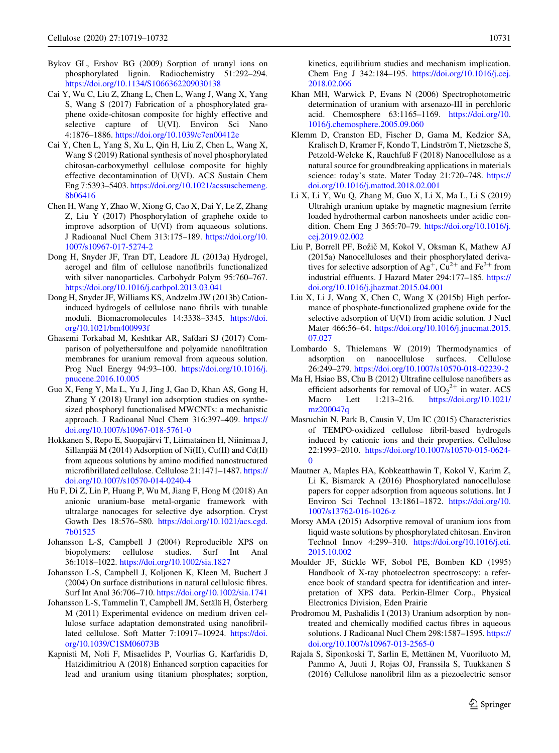Bykov GL, Ershov BG (2009) Sorption of uranyl ions on phosphorylated lignin. Radiochemistry 51:292–294. https://doi.org/10.1134/S1066362209030138

Cai Y, Wu C, Liu Z, Zhang L, Chen L, Wang J, Wang X, Yang S, Wang S (2017) Fabrication of a phosphorylated graphene oxide-chitosan composite for highly effective and selective capture of U(VI). Environ Sci Nano 4:1876–1886. https://doi.org/10.1039/c7en00412e

Cai Y, Chen L, Yang S, Xu L, Qin H, Liu Z, Chen L, Wang X, Wang S (2019) Rational synthesis of novel phosphorylated chitosan-carboxymethyl cellulose composite for highly effective decontamination of U(VI). ACS Sustain Chem Eng 7:5393–5403. https://doi.org/10.1021/acssuschemeng.8b06416

Chen H, Wang Y, Zhao W, Xiong G, Cao X, Dai Y, Le Z, Zhang Z, Liu Y (2017) Phosphorylation of graphehe oxide to improve adsorption of U(VI) from aquaeous solutions. J Radioanal Nucl Chem 313:175–189. https://doi.org/10.1007/s10967-017-5274-2

Dong H, Snyder JF, Tran DT, Leadore JL (2013a) Hydrogel, aerogel and film of cellulose nanofibrils functionalized with silver nanoparticles. Carbohydr Polym 95:760–767. https://doi.org/10.1016/j.carbpol.2013.03.041

Dong H, Snyder JF, Williams KS, Andzelm JW (2013b) Cation-induced hydrogels of cellulose nano fibrils with tunable moduli. Biomacromolecules 14:3338–3345. https://doi.org/10.1021/bm400993f

Ghasemi Torkabad M, Keshtkar AR, Safdari SJ (2017) Comparison of polyethersulfone and polyamide nanofiltration membranes for uranium removal from aqueous solution. Prog Nucl Energy 94:93–100. https://doi.org/10.1016/j.pnucene.2016.10.005

Guo X, Feng Y, Ma L, Yu J, Jing J, Gao D, Khan AS, Gong H, Zhang Y (2018) Uranyl ion adsorption studies on synthesized phosphoryl functionalised MWCNTs: a mechanistic approach. J Radioanal Nucl Chem 316:397–409. https://doi.org/10.1007/s10967-018-5761-0

Hokkanen S, Repo E, Suopajärvi T, Liimatainen H, Niinimaa J, Sillanpää M (2014) Adsorption of Ni(II), Cu(II) and Cd(II) from aqueous solutions by amino modified nanostructured microfibrillated cellulose. Cellulose 21:1471–1487. https://doi.org/10.1007/s10570-014-0240-4

Hu F, Di Z, Lin P, Huang P, Wu M, Jiang F, Hong M (2018) An anionic uranium-base metal-organic framework with ultralarge nanocages for selective dye adsorption. Cryst Gowth Des 18:576–580. https://doi.org/10.1021/acs.cgd.7b01525

Johansson L-S, Campbell J (2004) Reproducible XPS on biopolymers: cellulose studies. Surf Int Anal 36:1018–1022. https://doi.org/10.1002/sia.1827

Johansson L-S, Campbell J, Koljonen K, Kleen M, Buchert J (2004) On surface distributions in natural cellulosic fibres. Surf Int Anal 36:706–710. https://doi.org/10.1002/sia.1741

Johansson L-S, Tammelin T, Campbell JM, Setälä H, Österberg M (2011) Experimental evidence on medium driven cellulose surface adaptation demonstrated using nanofibrillated cellulose. Soft Matter 7:10917–10924. https://doi.org/10.1039/C1SM06073B

Kapnisti M, Noli F, Misaelides P, Vourlias G, Karfaridis D, Hatzidimitriou A (2018) Enhanced sorption capacities for lead and uranium using titanium phosphates; sorption, kinetics, equilibrium studies and mechanism implication. Chem Eng J 342:184–195. https://doi.org/10.1016/j.cej.2018.02.066

Khan MH, Warwick P, Evans N (2006) Spectrophotometric determination of uranium with arsenazo-III in perchloric acid. Chemosphere 63:1165–1169. https://doi.org/10.1016/j.chemosphere.2005.09.060

Klemm D, Cranston ED, Fischer D, Gama M, Kedzior SA, Kralisch D, Kramer F, Kondo T, Lindström T, Nietzsche S, Petzold-Welcke K, Rauchfuß F (2018) Nanocellulose as a natural source for groundbreaking applications in materials science: today's state. Mater Today 21:720–748. https://doi.org/10.1016/j.mattod.2018.02.001

Li X, Li Y, Wu Q, Zhang M, Guo X, Li X, Ma L, Li S (2019) Ultrahigh uranium uptake by magnetic magnesium ferrite loaded hydrothermal carbon nanosheets under acidic condition. Chem Eng J 365:70–79. https://doi.org/10.1016/j.cej.2019.02.002

Liu P, Borrell PF, Božič M, Kokol V, Oksman K, Mathew AJ (2015a) Nanocelluloses and their phosphorylated derivatives for selective adsorption of $Ag^{+}$, $Cu^{2+}$ and $Fe^{3+}$ from industrial effluents. J Hazard Mater 294:177–185. https://doi.org/10.1016/j.jhazmat.2015.04.001

Liu X, Li J, Wang X, Chen C, Wang X (2015b) High performance of phosphate-functionalized graphene oxide for the selective adsorption of U(VI) from acidic solution. J Nucl Mater 466:56–64. https://doi.org/10.1016/j.jnucmat.2015.07.027

Lombardo S, Thielemans W (2019) Thermodynamics of adsorption on nanocellulose surfaces. Cellulose 26:249–279. https://doi.org/10.1007/s10570-018-02239-2

Ma H, Hsiao BS, Chu B (2012) Ultrafine cellulose nanofibers as efficient adsorbents for removal of $UO_2^{2+}$ in water. ACS Macro Lett 1:213–216. https://doi.org/10.1021/mz200047q

Masruchin N, Park B, Causin V, Um IC (2015) Characteristics of TEMPO-oxidized cellulose fibril-based hydrogels induced by cationic ions and their properties. Cellulose 22:1993–2010. https://doi.org/10.1007/s10570-015-0624-0

Mautner A, Maples HA, Kobkeatthawin T, Kokol V, Karim Z, Li K, Bismarck A (2016) Phosphorylated nanocellulose papers for copper adsorption from aqueous solutions. Int J Environ Sci Technol 13:1861–1872. https://doi.org/10.1007/s13762-016-1026-z

Morsy AMA (2015) Adsorptive removal of uranium ions from liquid waste solutions by phosphorylated chitosan. Environ Technol Innov 4:299–310. https://doi.org/10.1016/j.eti.2015.10.002

Moulder JF, Stickle WF, Sobol PE, Bomben KD (1995) Handbook of X-ray photoelectron spectroscopy: a reference book of standard spectra for identification and interpretation of XPS data. Perkin-Elmer Corp., Physical Electronics Division, Eden Prairie

Prodromou M, Pashalidis I (2013) Uranium adsorption by non-treated and chemically modified cactus fibres in aqueous solutions. J Radioanal Nucl Chem 298:1587–1595. https://doi.org/10.1007/s10967-013-2565-0

Rajala S, Siponkoski T, Sarlin E, Mettänen M, Vuoriluoto M, Pammo A, Juuti J, Rojas OJ, Franssila S, Tuukkanen S (2016) Cellulose nanofibril film as a piezoelectric sensor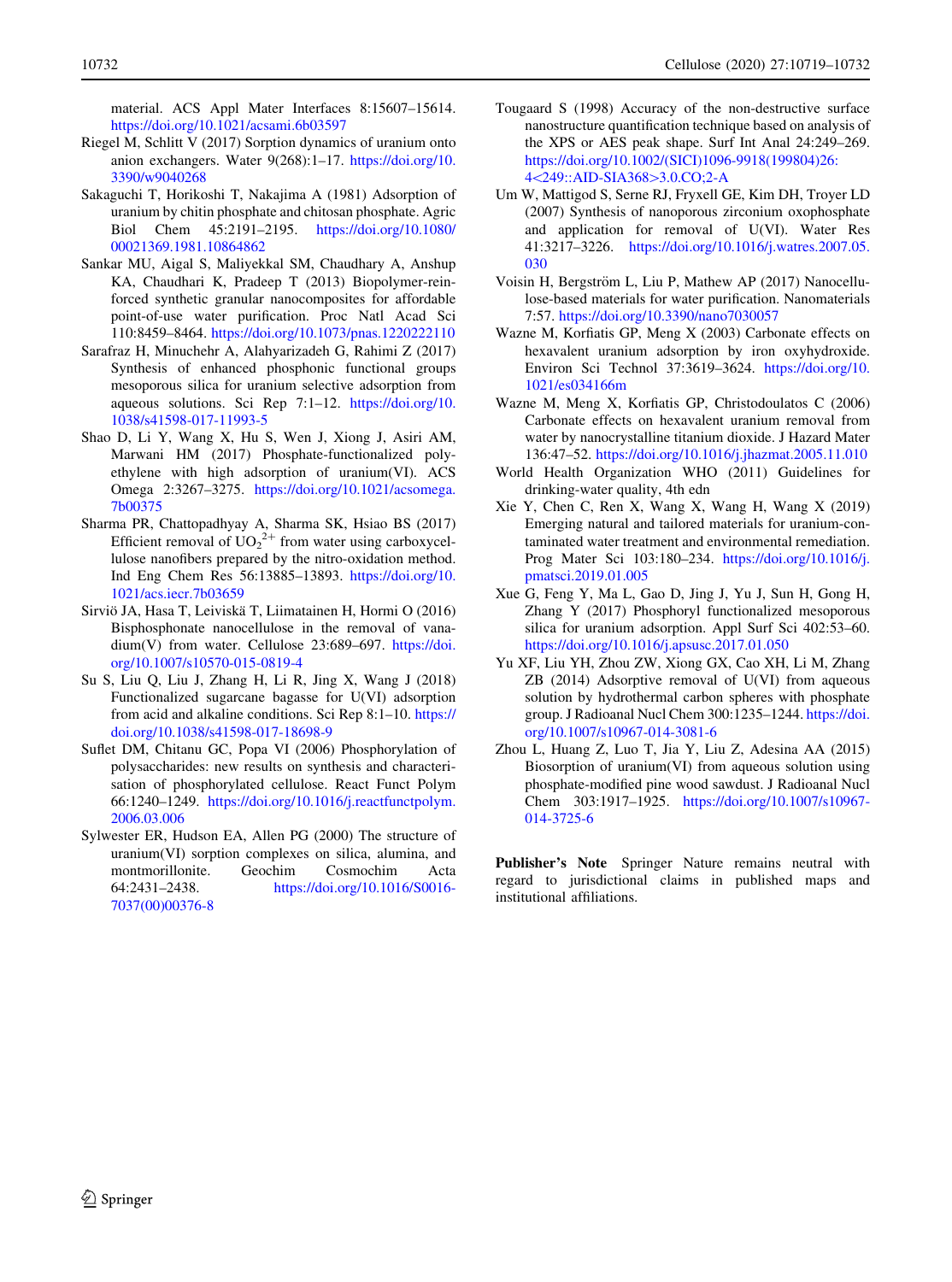material. ACS Appl Mater Interfaces 8:15607–15614. https://doi.org/10.1021/acsami.6b03597

Riegel M, Schlitt V (2017) Sorption dynamics of uranium onto anion exchangers. Water 9(268):1–17. https://doi.org/10.3390/w9040268

Sakaguchi T, Horikoshi T, Nakajima A (1981) Adsorption of uranium by chitin phosphate and chitosan phosphate. Agric Biol Chem 45:2191–2195. https://doi.org/10.1080/00021369.1981.10864862

Sankar MU, Aigal S, Maliyekkal SM, Chaudhary A, Anshup KA, Chaudhari K, Pradeep T (2013) Biopolymer-reinforced synthetic granular nanocomposites for affordable point-of-use water purification. Proc Natl Acad Sci 110:8459–8464. https://doi.org/10.1073/pnas.1220222110

Sarafraz H, Minuchehr A, Alahyarizadeh G, Rahimi Z (2017) Synthesis of enhanced phosphonic functional groups mesoporous silica for uranium selective adsorption from aqueous solutions. Sci Rep 7:1–12. https://doi.org/10.1038/s41598-017-11993-5

Shao D, Li Y, Wang X, Hu S, Wen J, Xiong J, Asiri AM, Marwani HM (2017) Phosphate-functionalized polyethylene with high adsorption of uranium(VI). ACS Omega 2:3267–3275. https://doi.org/10.1021/acsomega.7b00375

Sharma PR, Chattopadhyay A, Sharma SK, Hsiao BS (2017) Efficient removal of $UO_2^{2+}$ from water using carboxycellulose nanofibers prepared by the nitro-oxidation method. Ind Eng Chem Res 56:13885–13893. https://doi.org/10.1021/acs.iecr.7b03659

Sirviö JA, Hasa T, Leiviskä T, Liimatainen H, Hormi O (2016) Bisphosphonate nanocellulose in the removal of vanadium(V) from water. Cellulose 23:689–697. https://doi.org/10.1007/s10570-015-0819-4

Su S, Liu Q, Liu J, Zhang H, Li R, Jing X, Wang J (2018) Functionalized sugarcane bagasse for U(VI) adsorption from acid and alkaline conditions. Sci Rep 8:1–10. https://doi.org/10.1038/s41598-017-18698-9

Suflet DM, Chitanu GC, Popa VI (2006) Phosphorylation of polysaccharides: new results on synthesis and characterisation of phosphorylated cellulose. React Funct Polym 66:1240–1249. https://doi.org/10.1016/j.reactfunctpolym.2006.03.006

Sylwester ER, Hudson EA, Allen PG (2000) The structure of uranium(VI) sorption complexes on silica, alumina, and montmorillonite. Geochim Cosmochim Acta 64:2431–2438. https://doi.org/10.1016/S0016-7037(00)00376-8

Tougaard S (1998) Accuracy of the non-destructive surface nanostructure quantification technique based on analysis of the XPS or AES peak shape. Surf Int Anal 24:249–269. https://doi.org/10.1002/(SICI)1096-9918(199804)26:4<249::AID-SIA368>3.0.CO;2-A

Um W, Mattigod S, Serne RJ, Fryxell GE, Kim DH, Troyer LD (2007) Synthesis of nanoporous zirconium oxophosphate and application for removal of U(VI). Water Res 41:3217–3226. https://doi.org/10.1016/j.watres.2007.05.030

Voisin H, Bergström L, Liu P, Mathew AP (2017) Nanocellulose-based materials for water purification. Nanomaterials 7:57. https://doi.org/10.3390/nano7030057

Wazne M, Korfiatis GP, Meng X (2003) Carbonate effects on hexavalent uranium adsorption by iron oxyhydroxide. Environ Sci Technol 37:3619–3624. https://doi.org/10.1021/es034166m

Wazne M, Meng X, Korfiatis GP, Christodoulatos C (2006) Carbonate effects on hexavalent uranium removal from water by nanocrystalline titanium dioxide. J Hazard Mater 136:47–52. https://doi.org/10.1016/j.jhazmat.2005.11.010

World Health Organization WHO (2011) Guidelines for drinking-water quality, 4th edn

Xie Y, Chen C, Ren X, Wang X, Wang H, Wang X (2019) Emerging natural and tailored materials for uranium-contaminated water treatment and environmental remediation. Prog Mater Sci 103:180–234. https://doi.org/10.1016/j.pmatsci.2019.01.005

Xue G, Feng Y, Ma L, Gao D, Jing J, Yu J, Sun H, Gong H, Zhang Y (2017) Phosphoryl functionalized mesoporous silica for uranium adsorption. Appl Surf Sci 402:53–60. https://doi.org/10.1016/j.apsusc.2017.01.050

Yu XF, Liu YH, Zhou ZW, Xiong GX, Cao XH, Li M, Zhang ZB (2014) Adsorptive removal of U(VI) from aqueous solution by hydrothermal carbon spheres with phosphate group. J Radioanal Nucl Chem 300:1235–1244. https://doi.org/10.1007/s10967-014-3081-6

Zhou L, Huang Z, Luo T, Jia Y, Liu Z, Adesina AA (2015) Biosorption of uranium(VI) from aqueous solution using phosphate-modified pine wood sawdust. J Radioanal Nucl Chem 303:1917–1925. https://doi.org/10.1007/s10967-014-3725-6

**Publisher's Note** Springer Nature remains neutral with regard to jurisdictional claims in published maps and institutional affiliations.